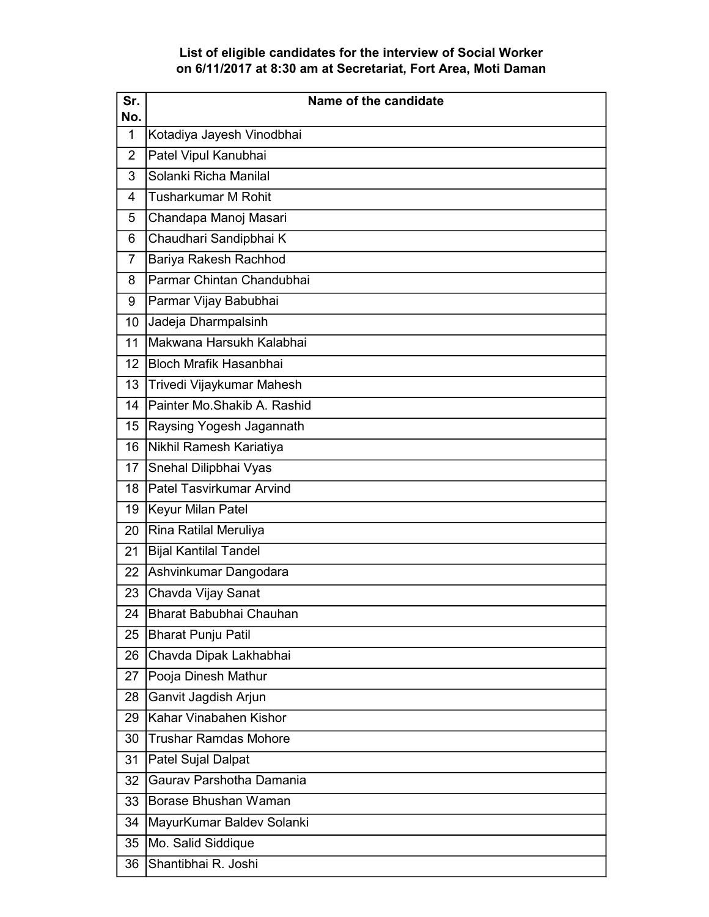**List of eligible candidates for the interview of Social Worker on 6/11/2017 at 8:30 am at Secretariat, Fort Area, Moti Daman**

| Sr. No. | Name of the candidate |
|---|---|
| 1 | Kotadiya Jayesh Vinodbhai |
| 2 | Patel Vipul Kanubhai |
| 3 | Solanki Richa Manilal |
| 4 | Tusharkumar M Rohit |
| 5 | Chandapa Manoj Masari |
| 6 | Chaudhari Sandipbhai K |
| 7 | Bariya Rakesh Rachhod |
| 8 | Parmar Chintan Chandubhai |
| 9 | Parmar Vijay Babubhai |
| 10 | Jadeja Dharmpalsinh |
| 11 | Makwana Harsukh Kalabhai |
| 12 | Bloch Mrafik Hasanbhai |
| 13 | Trivedi Vijaykumar Mahesh |
| 14 | Painter Mo.Shakib A. Rashid |
| 15 | Raysing Yogesh Jagannath |
| 16 | Nikhil Ramesh Kariatiya |
| 17 | Snehal Dilipbhai Vyas |
| 18 | Patel Tasvirkumar Arvind |
| 19 | Keyur Milan Patel |
| 20 | Rina Ratilal Meruliya |
| 21 | Bijal Kantilal Tandel |
| 22 | Ashvinkumar Dangodara |
| 23 | Chavda Vijay Sanat |
| 24 | Bharat Babubhai Chauhan |
| 25 | Bharat Punju Patil |
| 26 | Chavda Dipak Lakhabhai |
| 27 | Pooja Dinesh Mathur |
| 28 | Ganvit Jagdish Arjun |
| 29 | Kahar Vinabahen Kishor |
| 30 | Trushar Ramdas Mohore |
| 31 | Patel Sujal Dalpat |
| 32 | Gaurav Parshotha Damania |
| 33 | Borase Bhushan Waman |
| 34 | MayurKumar Baldev Solanki |
| 35 | Mo. Salid Siddique |
| 36 | Shantibhai R. Joshi |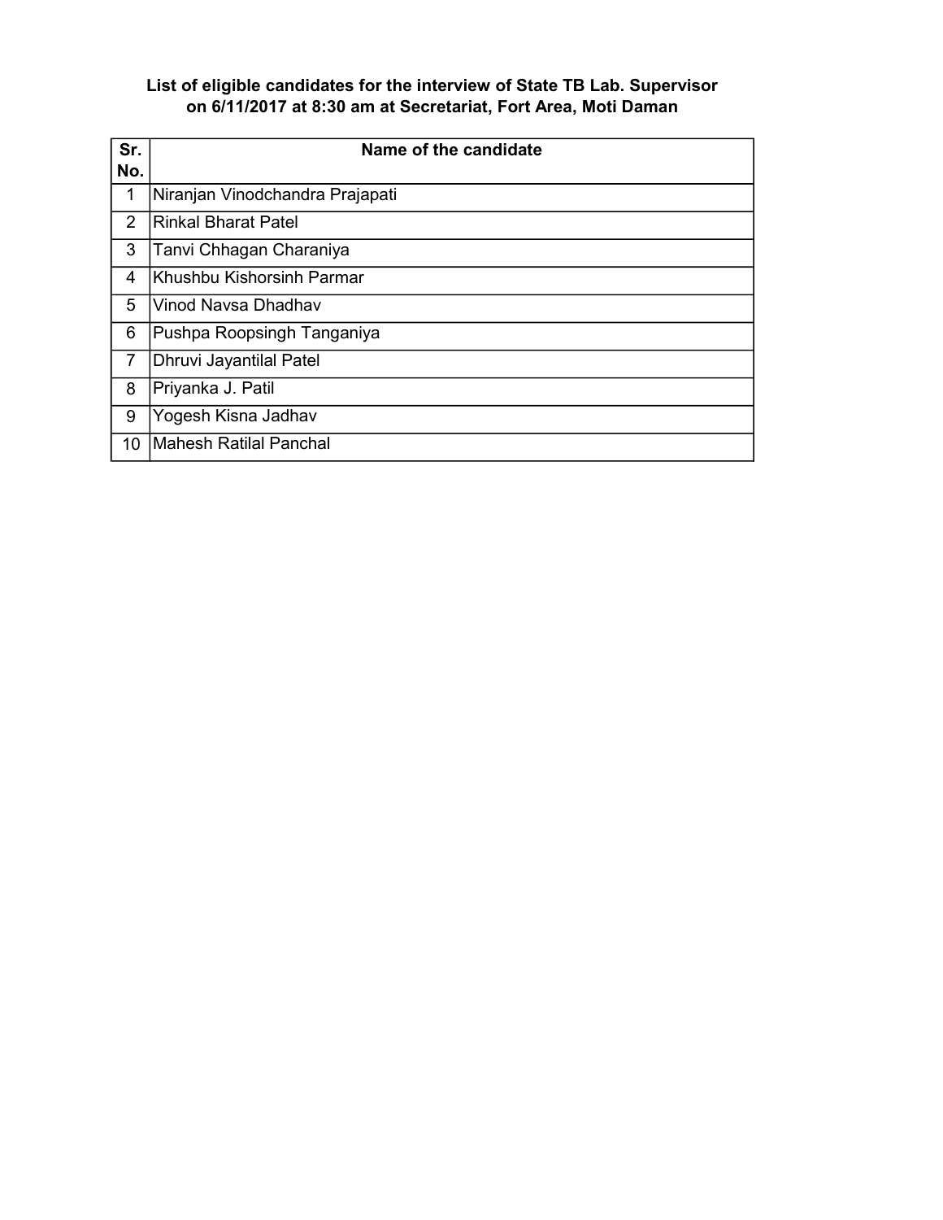**List of eligible candidates for the interview of State TB Lab. Supervisor on 6/11/2017 at 8:30 am at Secretariat, Fort Area, Moti Daman**

| Sr. No. | Name of the candidate |
|---|---|
| 1 | Niranjan Vinodchandra Prajapati |
| 2 | Rinkal Bharat Patel |
| 3 | Tanvi Chhagan Charaniya |
| 4 | Khushbu Kishorsinh Parmar |
| 5 | Vinod Navsa Dhadhav |
| 6 | Pushpa Roopsingh Tanganiya |
| 7 | Dhruvi Jayantilal Patel |
| 8 | Priyanka J. Patil |
| 9 | Yogesh Kisna Jadhav |
| 10 | Mahesh Ratilal Panchal |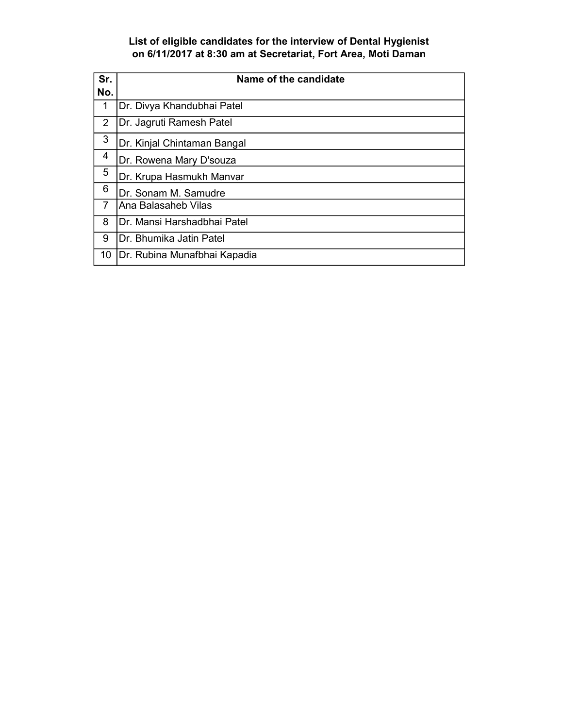**List of eligible candidates for the interview of Dental Hygienist on 6/11/2017 at 8:30 am at Secretariat, Fort Area, Moti Daman**

| Sr. No. | Name of the candidate |
|---|---|
| 1 | Dr. Divya Khandubhai Patel |
| 2 | Dr. Jagruti Ramesh Patel |
| 3 | Dr. Kinjal Chintaman Bangal |
| 4 | Dr. Rowena Mary D'souza |
| 5 | Dr. Krupa Hasmukh Manvar |
| 6 | Dr. Sonam M. Samudre |
| 7 | Ana Balasaheb Vilas |
| 8 | Dr. Mansi Harshadbhai Patel |
| 9 | Dr. Bhumika Jatin Patel |
| 10 | Dr. Rubina Munafbhai Kapadia |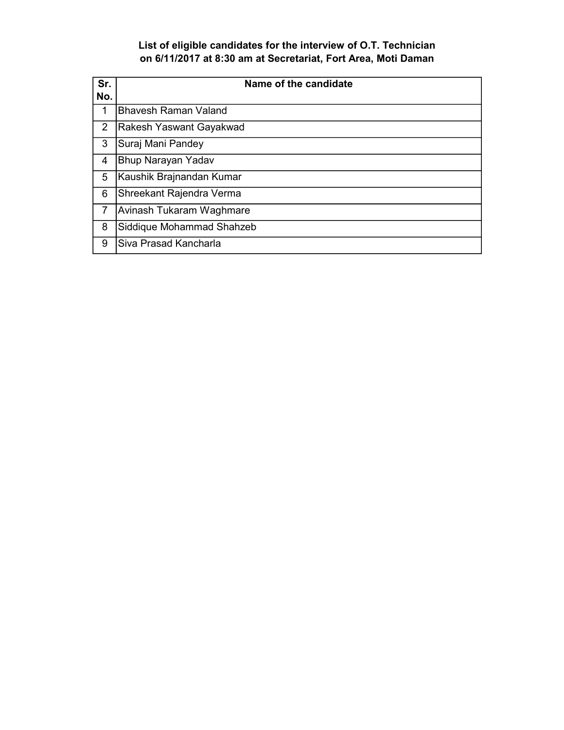**List of eligible candidates for the interview of O.T. Technician on 6/11/2017 at 8:30 am at Secretariat, Fort Area, Moti Daman**

| Sr. No. | Name of the candidate |
|---|---|
| 1 | Bhavesh Raman Valand |
| 2 | Rakesh Yaswant Gayakwad |
| 3 | Suraj Mani Pandey |
| 4 | Bhup Narayan Yadav |
| 5 | Kaushik Brajnandan Kumar |
| 6 | Shreekant Rajendra Verma |
| 7 | Avinash Tukaram Waghmare |
| 8 | Siddique Mohammad Shahzeb |
| 9 | Siva Prasad Kancharla |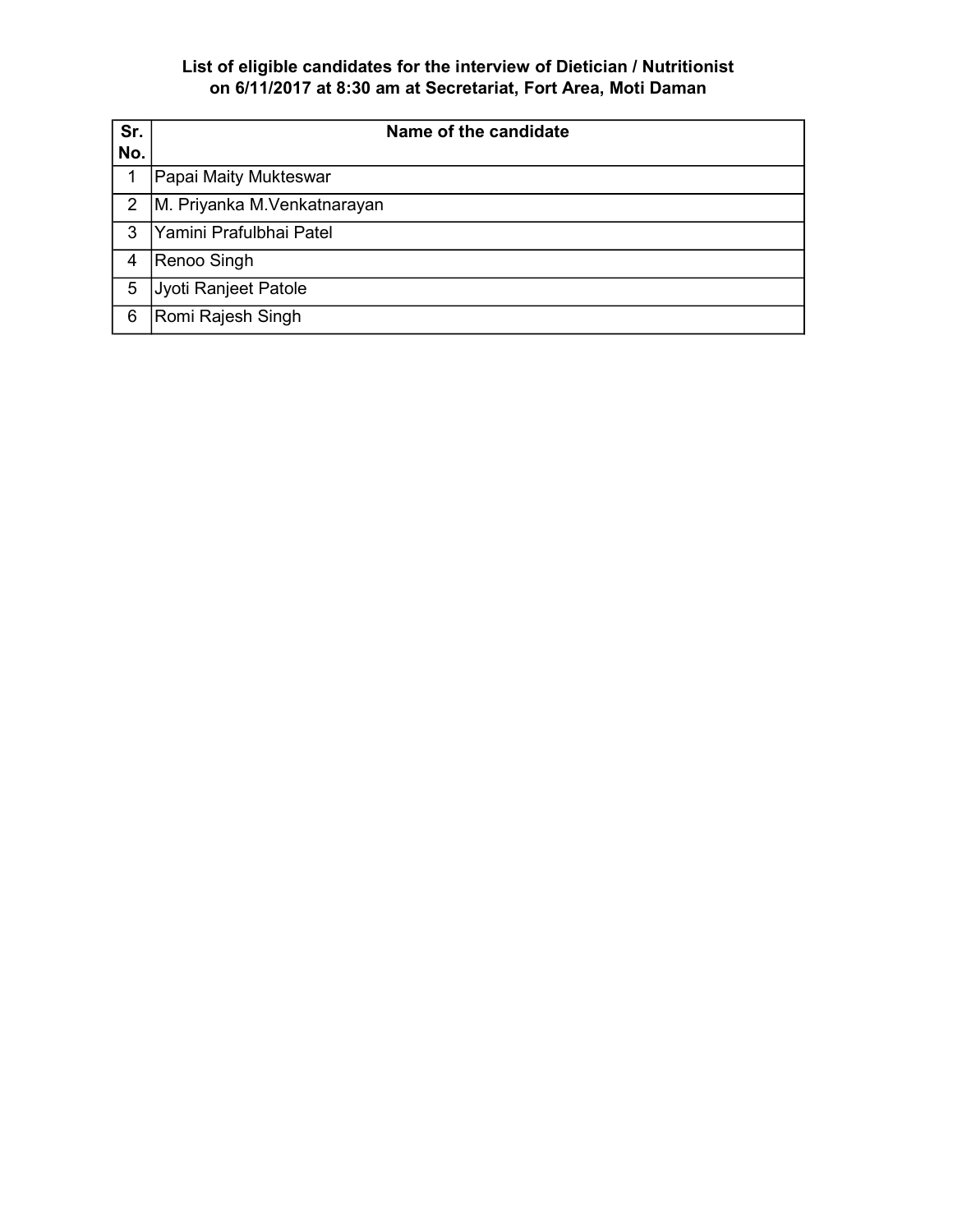**List of eligible candidates for the interview of Dietician / Nutritionist on 6/11/2017 at 8:30 am at Secretariat, Fort Area, Moti Daman**

| Sr. No. | Name of the candidate |
|---|---|
| 1 | Papai Maity Mukteswar |
| 2 | M. Priyanka M.Venkatnarayan |
| 3 | Yamini Prafulbhai Patel |
| 4 | Renoo Singh |
| 5 | Jyoti Ranjeet Patole |
| 6 | Romi Rajesh Singh |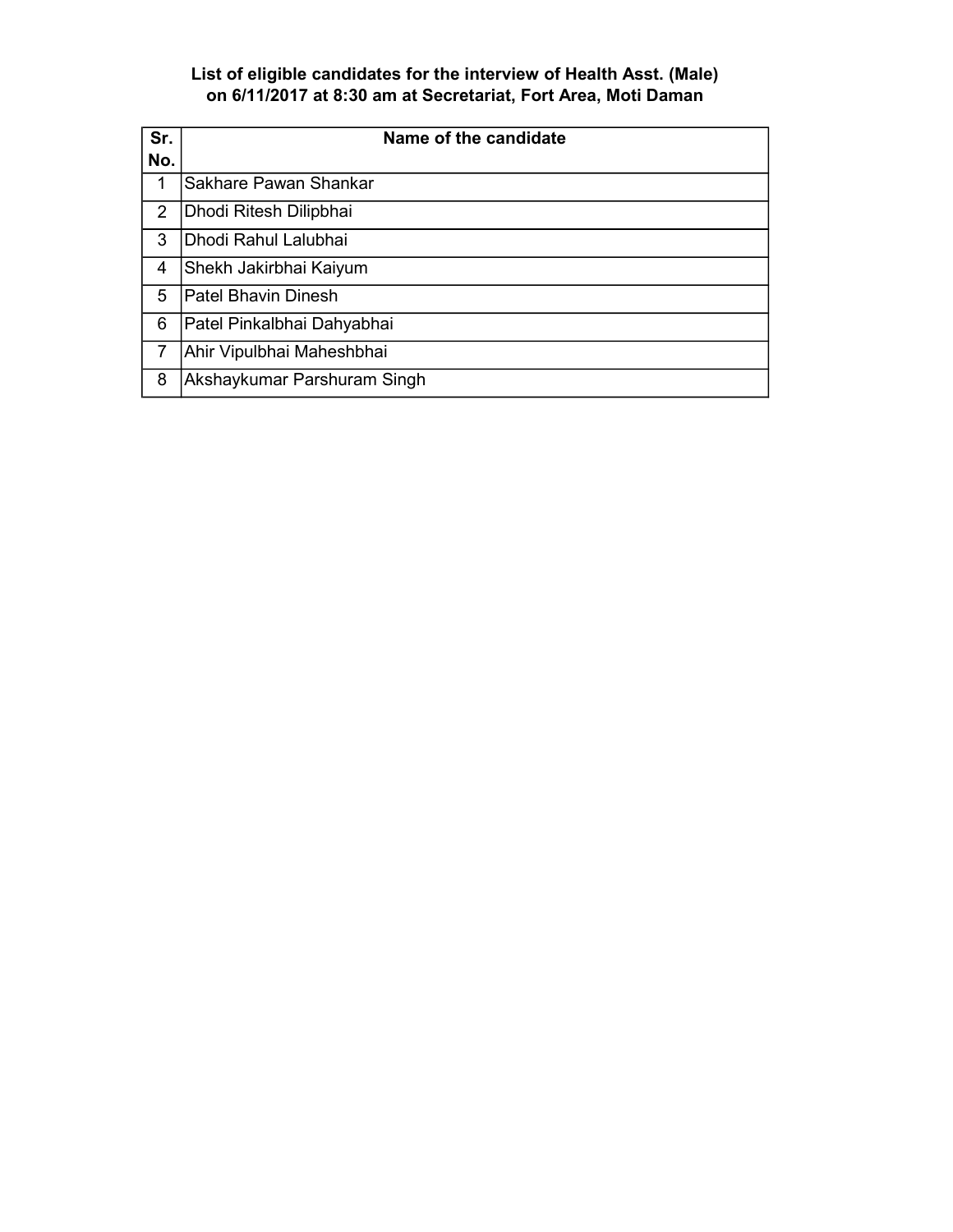**List of eligible candidates for the interview of Health Asst. (Male) on 6/11/2017 at 8:30 am at Secretariat, Fort Area, Moti Daman**

| Sr. No. | Name of the candidate |
|---|---|
| 1 | Sakhare Pawan Shankar |
| 2 | Dhodi Ritesh Dilipbhai |
| 3 | Dhodi Rahul Lalubhai |
| 4 | Shekh Jakirbhai Kaiyum |
| 5 | Patel Bhavin Dinesh |
| 6 | Patel Pinkalbhai Dahyabhai |
| 7 | Ahir Vipulbhai Maheshbhai |
| 8 | Akshaykumar Parshuram Singh |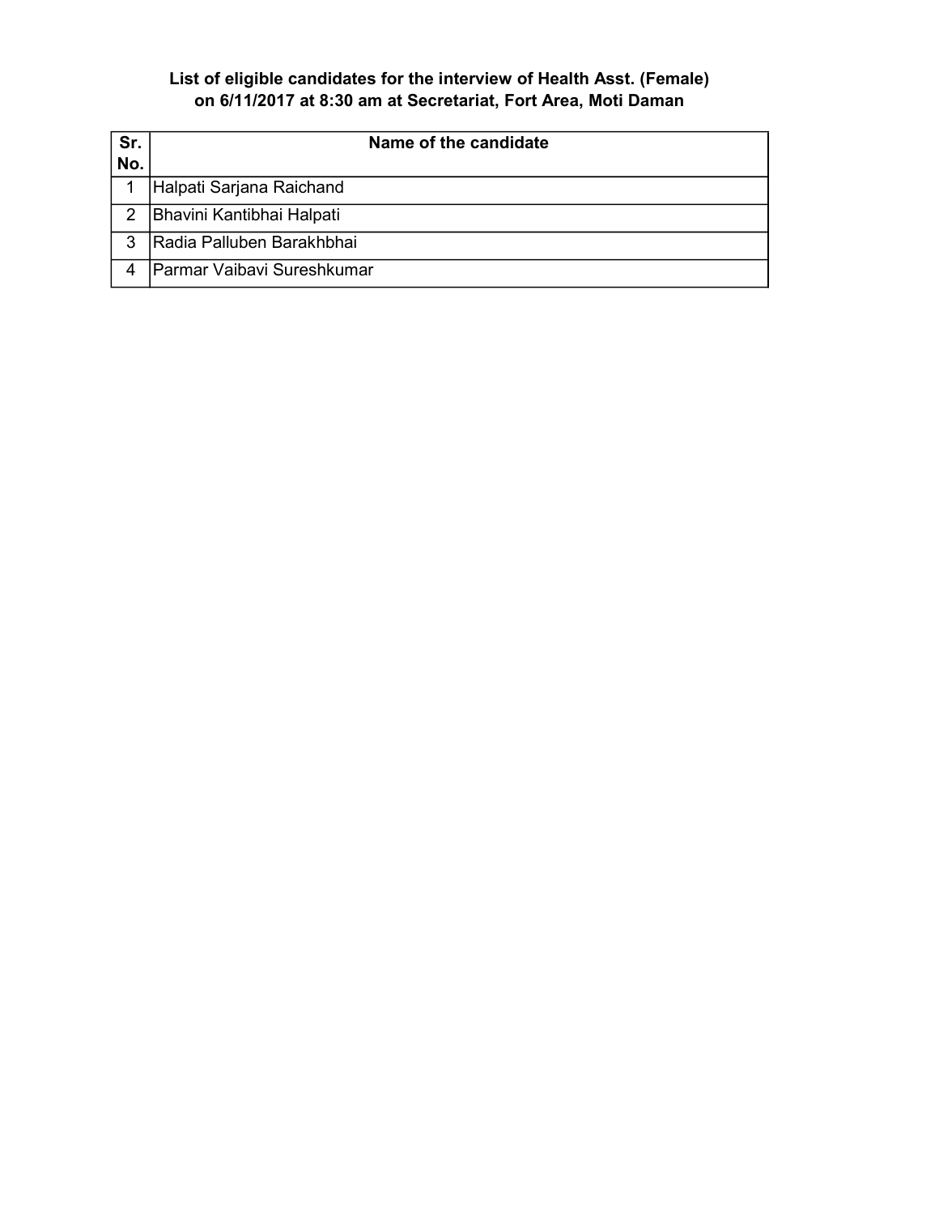**List of eligible candidates for the interview of Health Asst. (Female) on 6/11/2017 at 8:30 am at Secretariat, Fort Area, Moti Daman**

| Sr. No. | Name of the candidate |
|---|---|
| 1 | Halpati Sarjana Raichand |
| 2 | Bhavini Kantibhai Halpati |
| 3 | Radia Palluben Barakhbhai |
| 4 | Parmar Vaibavi Sureshkumar |